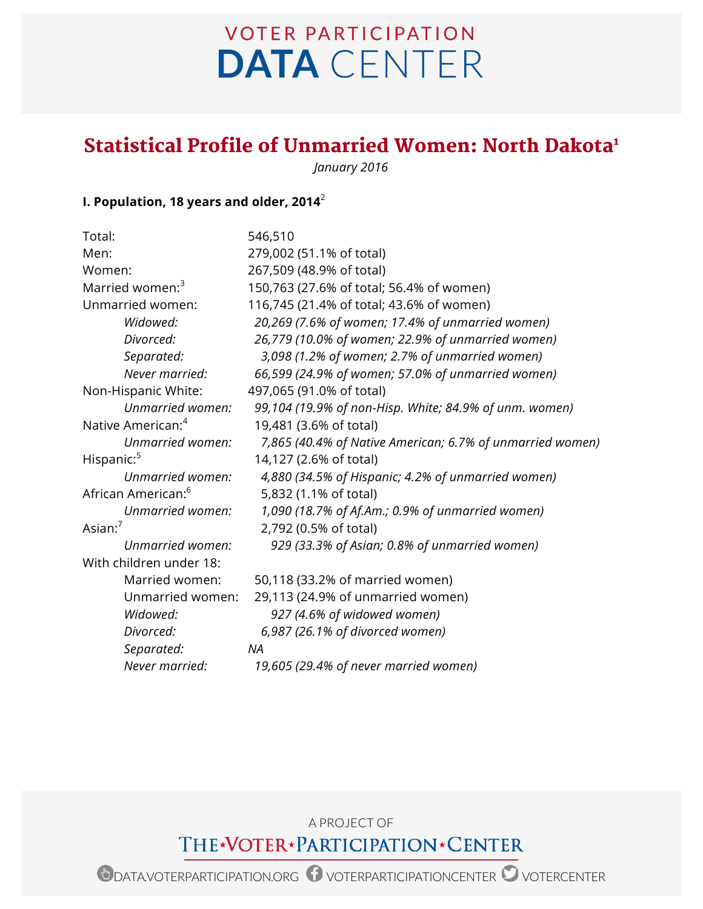VOTER PARTICIPATION

DATA CENTER

# Statistical Profile of Unmarried Women: North Dakota[1]

*January 2016*

### I. Population, 18 years and older, 2014[2]

| | |
|---|---|
| Total: | 546,510 |
| Men: | 279,002 (51.1% of total) |
| Women: | 267,509 (48.9% of total) |
| Married women:[3] | 150,763 (27.6% of total; 56.4% of women) |
| Unmarried women: | 116,745 (21.4% of total; 43.6% of women) |
| *Widowed:* | *20,269 (7.6% of women; 17.4% of unmarried women)* |
| *Divorced:* | *26,779 (10.0% of women; 22.9% of unmarried women)* |
| *Separated:* | *3,098 (1.2% of women; 2.7% of unmarried women)* |
| *Never married:* | *66,599 (24.9% of women; 57.0% of unmarried women)* |
| Non-Hispanic White: | 497,065 (91.0% of total) |
| *Unmarried women:* | *99,104 (19.9% of non-Hisp. White; 84.9% of unm. women)* |
| Native American:[4] | 19,481 (3.6% of total) |
| *Unmarried women:* | *7,865 (40.4% of Native American; 6.7% of unmarried women)* |
| Hispanic:[5] | 14,127 (2.6% of total) |
| *Unmarried women:* | *4,880 (34.5% of Hispanic; 4.2% of unmarried women)* |
| African American:[6] | 5,832 (1.1% of total) |
| *Unmarried women:* | *1,090 (18.7% of Af.Am.; 0.9% of unmarried women)* |
| Asian:[7] | 2,792 (0.5% of total) |
| *Unmarried women:* | *929 (33.3% of Asian; 0.8% of unmarried women)* |
| With children under 18: | |
| Married women: | 50,118 (33.2% of married women) |
| Unmarried women: | 29,113 (24.9% of unmarried women) |
| *Widowed:* | *927 (4.6% of widowed women)* |
| *Divorced:* | *6,987 (26.1% of divorced women)* |
| *Separated:* | *NA* |
| *Never married:* | *19,605 (29.4% of never married women)* |

A PROJECT OF

THE VOTER PARTICIPATION CENTER

DATA.VOTERPARTICIPATION.ORG VOTERPARTICIPATIONCENTER VOTERCENTER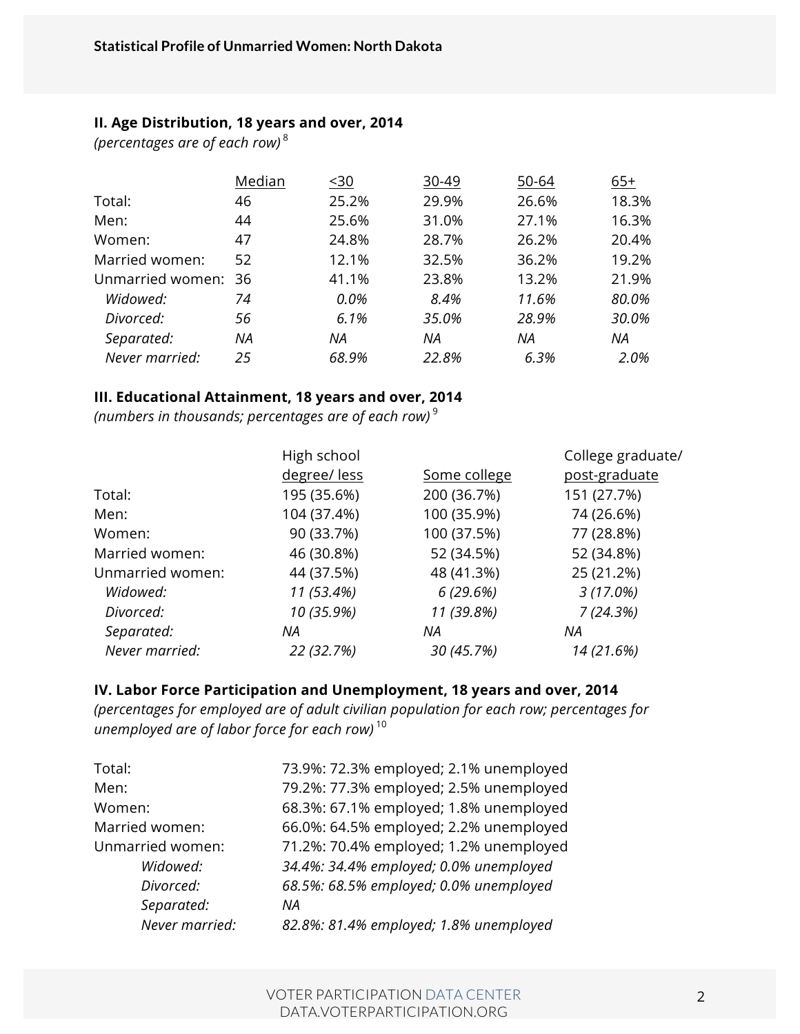### II. Age Distribution, 18 years and over, 2014

*(percentages are of each row)* [8]

| | Median | <30 | 30-49 | 50-64 | 65+ |
|---|---|---|---|---|---|
| Total: | 46 | 25.2% | 29.9% | 26.6% | 18.3% |
| Men: | 44 | 25.6% | 31.0% | 27.1% | 16.3% |
| Women: | 47 | 24.8% | 28.7% | 26.2% | 20.4% |
| Married women: | 52 | 12.1% | 32.5% | 36.2% | 19.2% |
| Unmarried women: | 36 | 41.1% | 23.8% | 13.2% | 21.9% |
| *Widowed:* | *74* | *0.0%* | *8.4%* | *11.6%* | *80.0%* |
| *Divorced:* | *56* | *6.1%* | *35.0%* | *28.9%* | *30.0%* |
| *Separated:* | *NA* | *NA* | *NA* | *NA* | *NA* |
| *Never married:* | *25* | *68.9%* | *22.8%* | *6.3%* | *2.0%* |

### III. Educational Attainment, 18 years and over, 2014

*(numbers in thousands; percentages are of each row)* [9]

| | High school degree/ less | Some college | College graduate/ post-graduate |
|---|---|---|---|
| Total: | 195 (35.6%) | 200 (36.7%) | 151 (27.7%) |
| Men: | 104 (37.4%) | 100 (35.9%) | 74 (26.6%) |
| Women: | 90 (33.7%) | 100 (37.5%) | 77 (28.8%) |
| Married women: | 46 (30.8%) | 52 (34.5%) | 52 (34.8%) |
| Unmarried women: | 44 (37.5%) | 48 (41.3%) | 25 (21.2%) |
| *Widowed:* | *11 (53.4%)* | *6 (29.6%)* | *3 (17.0%)* |
| *Divorced:* | *10 (35.9%)* | *11 (39.8%)* | *7 (24.3%)* |
| *Separated:* | *NA* | *NA* | *NA* |
| *Never married:* | *22 (32.7%)* | *30 (45.7%)* | *14 (21.6%)* |

### IV. Labor Force Participation and Unemployment, 18 years and over, 2014

*(percentages for employed are of adult civilian population for each row; percentages for unemployed are of labor force for each row)* [10]

| | |
|---|---|
| Total: | 73.9%: 72.3% employed; 2.1% unemployed |
| Men: | 79.2%: 77.3% employed; 2.5% unemployed |
| Women: | 68.3%: 67.1% employed; 1.8% unemployed |
| Married women: | 66.0%: 64.5% employed; 2.2% unemployed |
| Unmarried women: | 71.2%: 70.4% employed; 1.2% unemployed |
| *Widowed:* | *34.4%: 34.4% employed; 0.0% unemployed* |
| *Divorced:* | *68.5%: 68.5% employed; 0.0% unemployed* |
| *Separated:* | *NA* |
| *Never married:* | *82.8%: 81.4% employed; 1.8% unemployed* |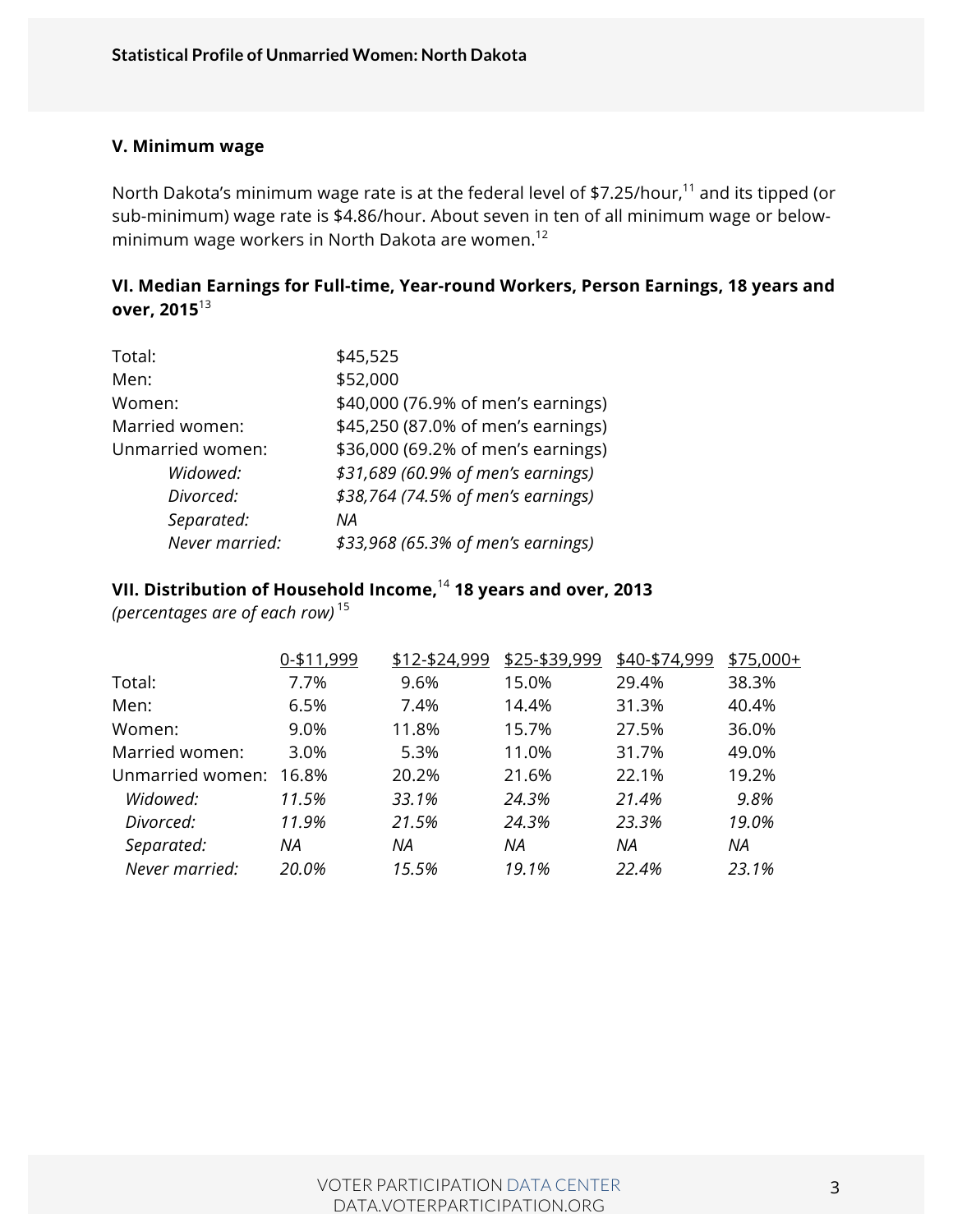### V. Minimum wage

North Dakota's minimum wage rate is at the federal level of $7.25/hour,[11] and its tipped (or sub-minimum) wage rate is $4.86/hour. About seven in ten of all minimum wage or below-minimum wage workers in North Dakota are women.[12]

### VI. Median Earnings for Full-time, Year-round Workers, Person Earnings, 18 years and over, 2015[13]

| | |
|---|---|
| Total: | $45,525 |
| Men: | $52,000 |
| Women: | $40,000 (76.9% of men's earnings) |
| Married women: | $45,250 (87.0% of men's earnings) |
| Unmarried women: | $36,000 (69.2% of men's earnings) |
| *Widowed:* | *$31,689 (60.9% of men's earnings)* |
| *Divorced:* | *$38,764 (74.5% of men's earnings)* |
| *Separated:* | *NA* |
| *Never married:* | *$33,968 (65.3% of men's earnings)* |

### VII. Distribution of Household Income,[14] 18 years and over, 2013

*(percentages are of each row)*[15]

| | 0-$11,999 | $12-$24,999 | $25-$39,999 | $40-$74,999 | $75,000+ |
|---|---|---|---|---|---|
| Total: | 7.7% | 9.6% | 15.0% | 29.4% | 38.3% |
| Men: | 6.5% | 7.4% | 14.4% | 31.3% | 40.4% |
| Women: | 9.0% | 11.8% | 15.7% | 27.5% | 36.0% |
| Married women: | 3.0% | 5.3% | 11.0% | 31.7% | 49.0% |
| Unmarried women: | 16.8% | 20.2% | 21.6% | 22.1% | 19.2% |
| *Widowed:* | *11.5%* | *33.1%* | *24.3%* | *21.4%* | *9.8%* |
| *Divorced:* | *11.9%* | *21.5%* | *24.3%* | *23.3%* | *19.0%* |
| *Separated:* | *NA* | *NA* | *NA* | *NA* | *NA* |
| *Never married:* | *20.0%* | *15.5%* | *19.1%* | *22.4%* | *23.1%* |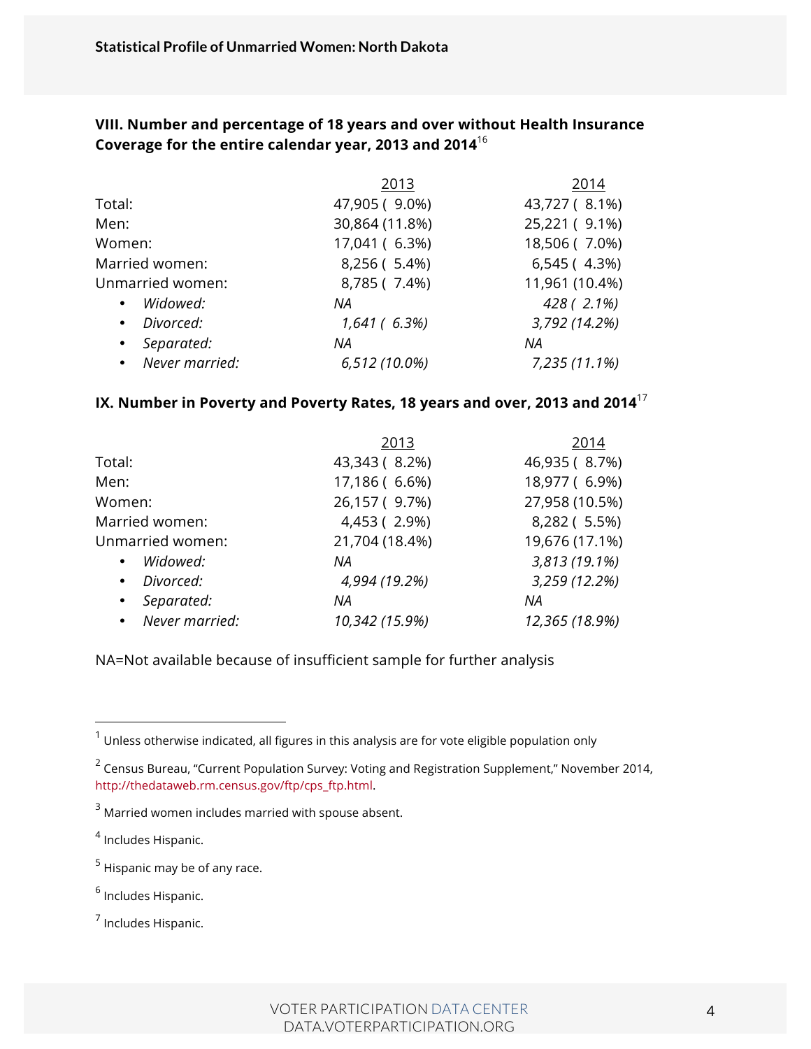### VIII. Number and percentage of 18 years and over without Health Insurance Coverage for the entire calendar year, 2013 and 2014[16]

| | 2013 | 2014 |
|---|---|---|
| Total: | 47,905 ( 9.0%) | 43,727 ( 8.1%) |
| Men: | 30,864 (11.8%) | 25,221 ( 9.1%) |
| Women: | 17,041 ( 6.3%) | 18,506 ( 7.0%) |
| Married women: | 8,256 ( 5.4%) | 6,545 ( 4.3%) |
| Unmarried women: | 8,785 ( 7.4%) | 11,961 (10.4%) |
| • *Widowed:* | *NA* | *428 ( 2.1%)* |
| • *Divorced:* | *1,641 ( 6.3%)* | *3,792 (14.2%)* |
| • *Separated:* | *NA* | *NA* |
| • *Never married:* | *6,512 (10.0%)* | *7,235 (11.1%)* |

### IX. Number in Poverty and Poverty Rates, 18 years and over, 2013 and 2014[17]

| | 2013 | 2014 |
|---|---|---|
| Total: | 43,343 ( 8.2%) | 46,935 ( 8.7%) |
| Men: | 17,186 ( 6.6%) | 18,977 ( 6.9%) |
| Women: | 26,157 ( 9.7%) | 27,958 (10.5%) |
| Married women: | 4,453 ( 2.9%) | 8,282 ( 5.5%) |
| Unmarried women: | 21,704 (18.4%) | 19,676 (17.1%) |
| • *Widowed:* | *NA* | *3,813 (19.1%)* |
| • *Divorced:* | *4,994 (19.2%)* | *3,259 (12.2%)* |
| • *Separated:* | *NA* | *NA* |
| • *Never married:* | *10,342 (15.9%)* | *12,365 (18.9%)* |

NA=Not available because of insufficient sample for further analysis

---

[1] Unless otherwise indicated, all figures in this analysis are for vote eligible population only

[2] Census Bureau, "Current Population Survey: Voting and Registration Supplement," November 2014, http://thedataweb.rm.census.gov/ftp/cps_ftp.html.

[3] Married women includes married with spouse absent.

[4] Includes Hispanic.

[5] Hispanic may be of any race.

[6] Includes Hispanic.

[7] Includes Hispanic.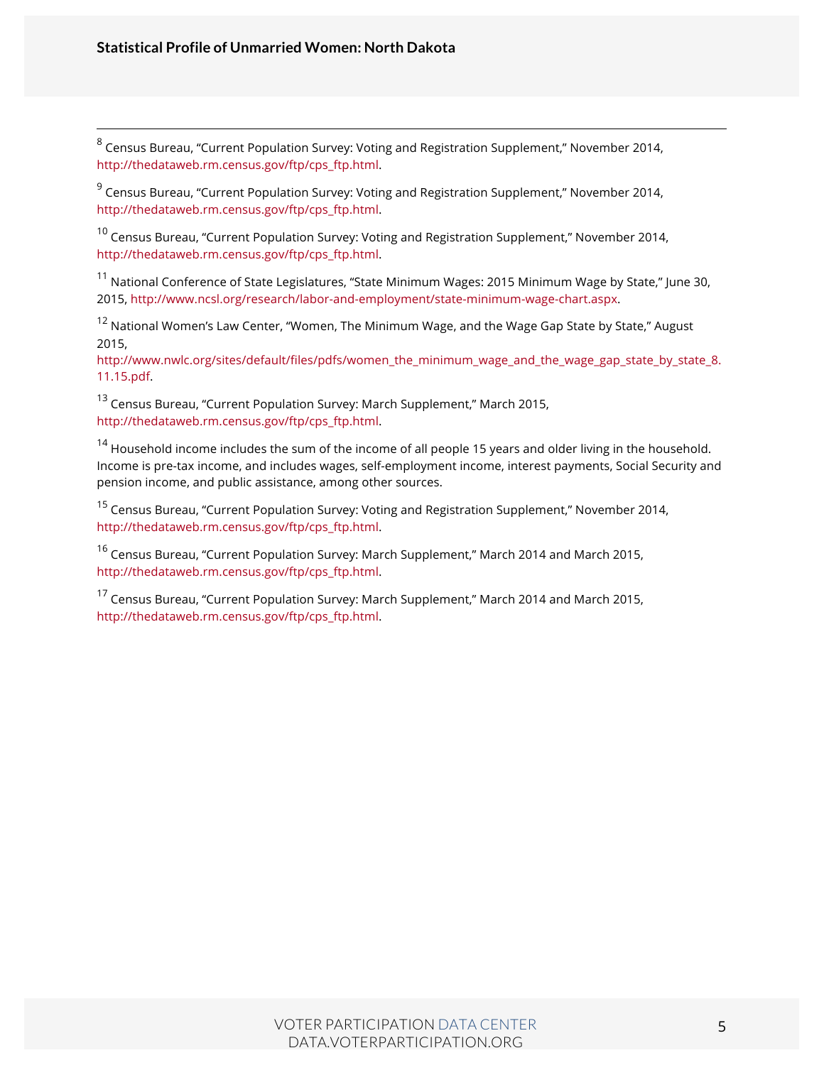[8] Census Bureau, "Current Population Survey: Voting and Registration Supplement," November 2014, http://thedataweb.rm.census.gov/ftp/cps_ftp.html.

[9] Census Bureau, "Current Population Survey: Voting and Registration Supplement," November 2014, http://thedataweb.rm.census.gov/ftp/cps_ftp.html.

[10] Census Bureau, "Current Population Survey: Voting and Registration Supplement," November 2014, http://thedataweb.rm.census.gov/ftp/cps_ftp.html.

[11] National Conference of State Legislatures, "State Minimum Wages: 2015 Minimum Wage by State," June 30, 2015, http://www.ncsl.org/research/labor-and-employment/state-minimum-wage-chart.aspx.

[12] National Women's Law Center, "Women, The Minimum Wage, and the Wage Gap State by State," August 2015, http://www.nwlc.org/sites/default/files/pdfs/women_the_minimum_wage_and_the_wage_gap_state_by_state_8.11.15.pdf.

[13] Census Bureau, "Current Population Survey: March Supplement," March 2015, http://thedataweb.rm.census.gov/ftp/cps_ftp.html.

[14] Household income includes the sum of the income of all people 15 years and older living in the household. Income is pre-tax income, and includes wages, self-employment income, interest payments, Social Security and pension income, and public assistance, among other sources.

[15] Census Bureau, "Current Population Survey: Voting and Registration Supplement," November 2014, http://thedataweb.rm.census.gov/ftp/cps_ftp.html.

[16] Census Bureau, "Current Population Survey: March Supplement," March 2014 and March 2015, http://thedataweb.rm.census.gov/ftp/cps_ftp.html.

[17] Census Bureau, "Current Population Survey: March Supplement," March 2014 and March 2015, http://thedataweb.rm.census.gov/ftp/cps_ftp.html.